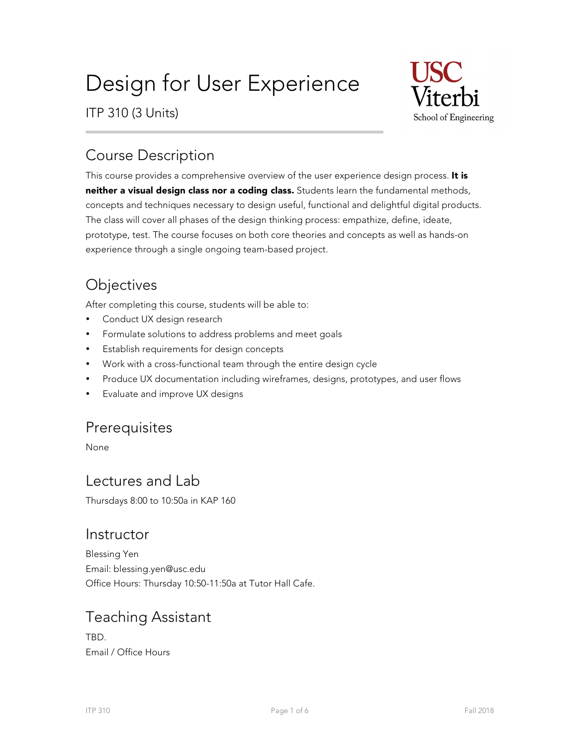# Design for User Experience

ITP 310 (3 Units)

## Course Description

This course provides a comprehensive overview of the user experience design process. **It is neither a visual design class nor a coding class.** Students learn the fundamental methods, concepts and techniques necessary to design useful, functional and delightful digital products. The class will cover all phases of the design thinking process: empathize, define, ideate, prototype, test. The course focuses on both core theories and concepts as well as hands-on experience through a single ongoing team-based project.

## Objectives

After completing this course, students will be able to:

- Conduct UX design research
- Formulate solutions to address problems and meet goals
- Establish requirements for design concepts
- Work with a cross-functional team through the entire design cycle
- Produce UX documentation including wireframes, designs, prototypes, and user flows
- Evaluate and improve UX designs

## Prerequisites

None

## Lectures and Lab

Thursdays 8:00 to 10:50a in KAP 160

## Instructor

Blessing Yen
Email: blessing.yen@usc.edu
Office Hours: Thursday 10:50-11:50a at Tutor Hall Cafe.

## Teaching Assistant

TBD.
Email / Office Hours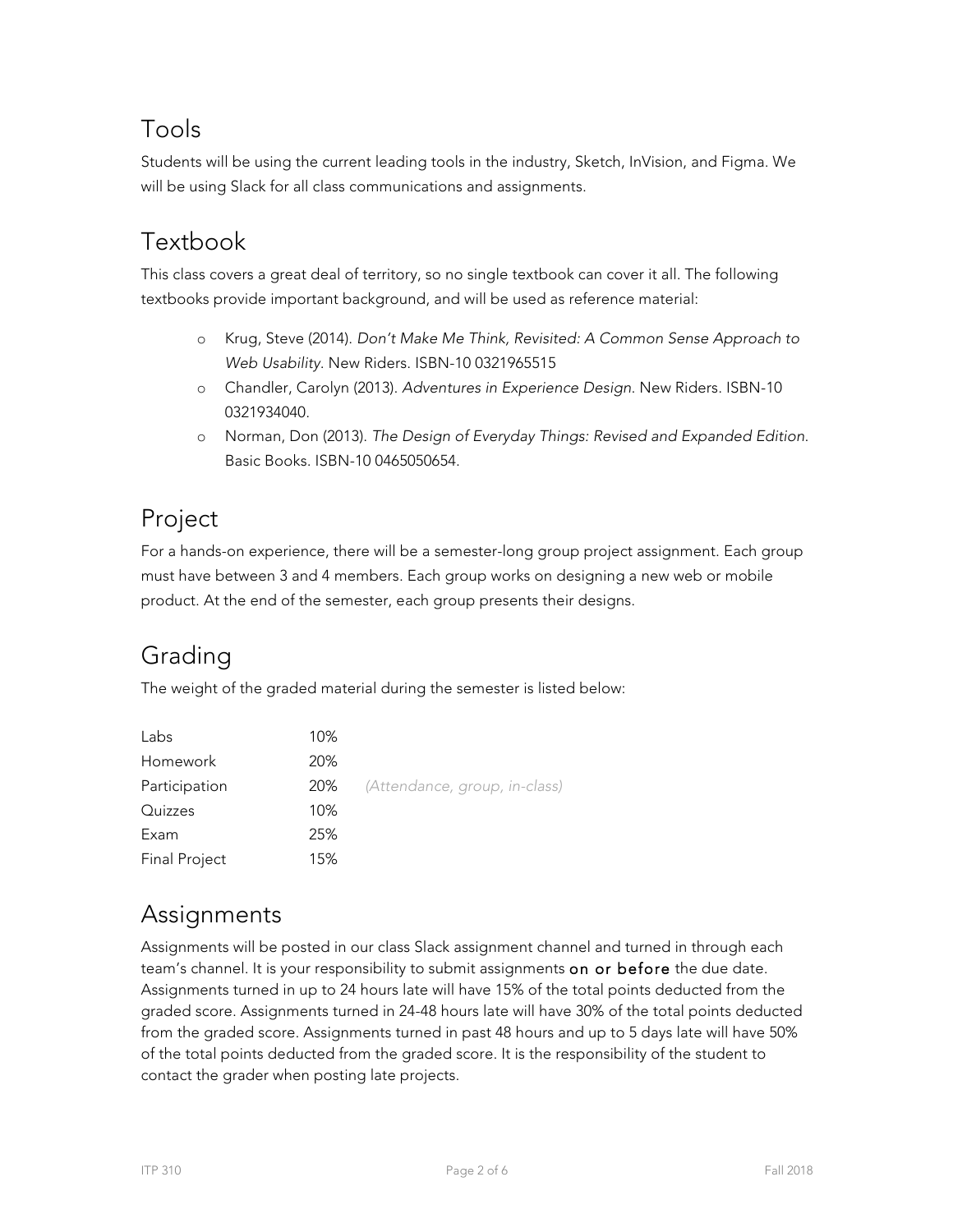## Tools

Students will be using the current leading tools in the industry, Sketch, InVision, and Figma. We will be using Slack for all class communications and assignments.

## Textbook

This class covers a great deal of territory, so no single textbook can cover it all. The following textbooks provide important background, and will be used as reference material:

- Krug, Steve (2014). *Don't Make Me Think, Revisited: A Common Sense Approach to Web Usability*. New Riders. ISBN-10 0321965515
- Chandler, Carolyn (2013). *Adventures in Experience Design*. New Riders. ISBN-10 0321934040.
- Norman, Don (2013). *The Design of Everyday Things: Revised and Expanded Edition*. Basic Books. ISBN-10 0465050654.

## Project

For a hands-on experience, there will be a semester-long group project assignment. Each group must have between 3 and 4 members. Each group works on designing a new web or mobile product. At the end of the semester, each group presents their designs.

## Grading

The weight of the graded material during the semester is listed below:

| | | |
|---|---|---|
| Labs | 10% | |
| Homework | 20% | |
| Participation | 20% | *(Attendance, group, in-class)* |
| Quizzes | 10% | |
| Exam | 25% | |
| Final Project | 15% | |

## Assignments

Assignments will be posted in our class Slack assignment channel and turned in through each team's channel. It is your responsibility to submit assignments **on or before** the due date. Assignments turned in up to 24 hours late will have 15% of the total points deducted from the graded score. Assignments turned in 24-48 hours late will have 30% of the total points deducted from the graded score. Assignments turned in past 48 hours and up to 5 days late will have 50% of the total points deducted from the graded score. It is the responsibility of the student to contact the grader when posting late projects.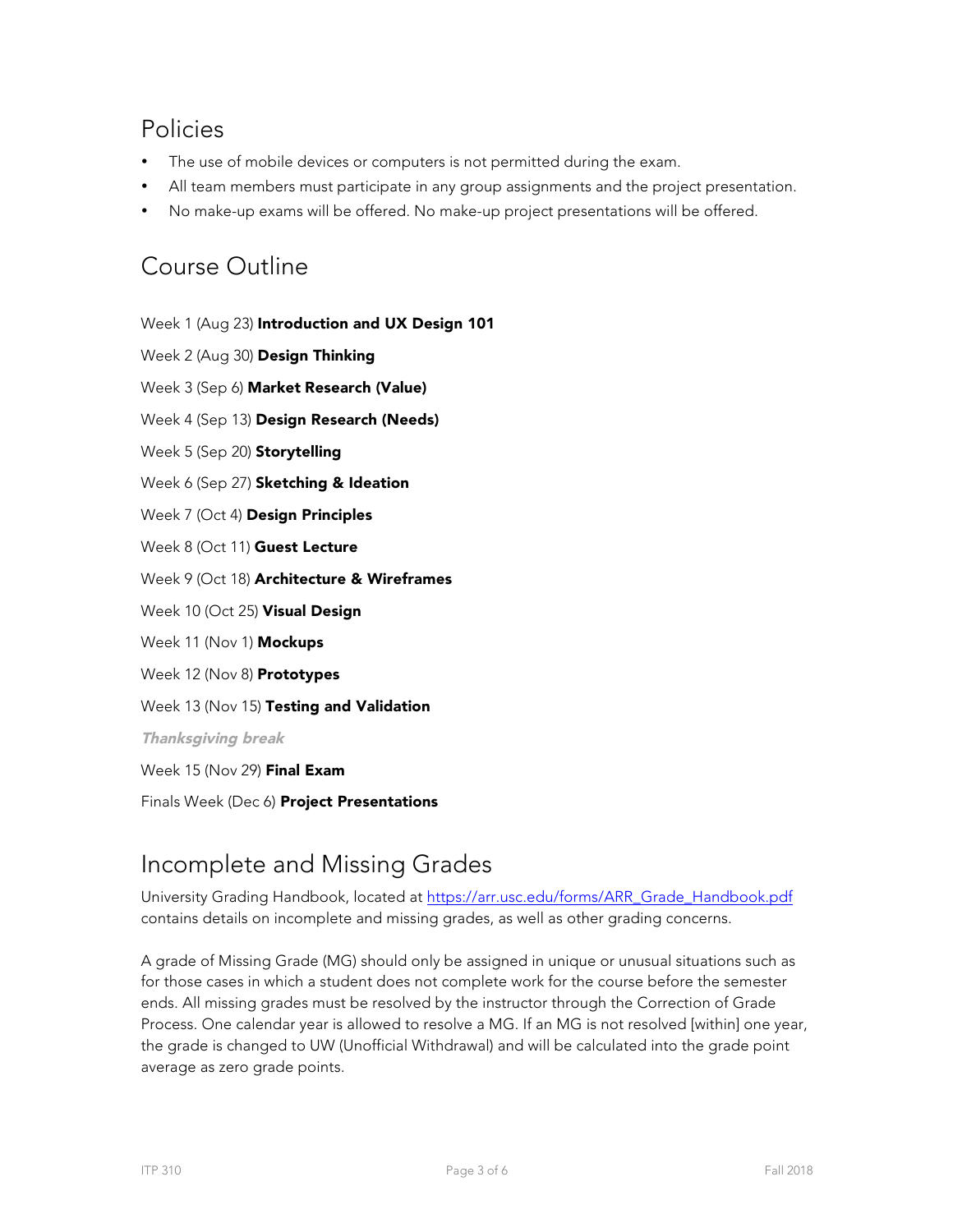## Policies

- The use of mobile devices or computers is not permitted during the exam.
- All team members must participate in any group assignments and the project presentation.
- No make-up exams will be offered. No make-up project presentations will be offered.

## Course Outline

Week 1 (Aug 23) **Introduction and UX Design 101**

Week 2 (Aug 30) **Design Thinking**

Week 3 (Sep 6) **Market Research (Value)**

Week 4 (Sep 13) **Design Research (Needs)**

Week 5 (Sep 20) **Storytelling**

Week 6 (Sep 27) **Sketching & Ideation**

Week 7 (Oct 4) **Design Principles**

Week 8 (Oct 11) **Guest Lecture**

Week 9 (Oct 18) **Architecture & Wireframes**

Week 10 (Oct 25) **Visual Design**

Week 11 (Nov 1) **Mockups**

Week 12 (Nov 8) **Prototypes**

Week 13 (Nov 15) **Testing and Validation**

***Thanksgiving break***

Week 15 (Nov 29) **Final Exam**

Finals Week (Dec 6) **Project Presentations**

## Incomplete and Missing Grades

University Grading Handbook, located at https://arr.usc.edu/forms/ARR_Grade_Handbook.pdf contains details on incomplete and missing grades, as well as other grading concerns.

A grade of Missing Grade (MG) should only be assigned in unique or unusual situations such as for those cases in which a student does not complete work for the course before the semester ends. All missing grades must be resolved by the instructor through the Correction of Grade Process. One calendar year is allowed to resolve a MG. If an MG is not resolved [within] one year, the grade is changed to UW (Unofficial Withdrawal) and will be calculated into the grade point average as zero grade points.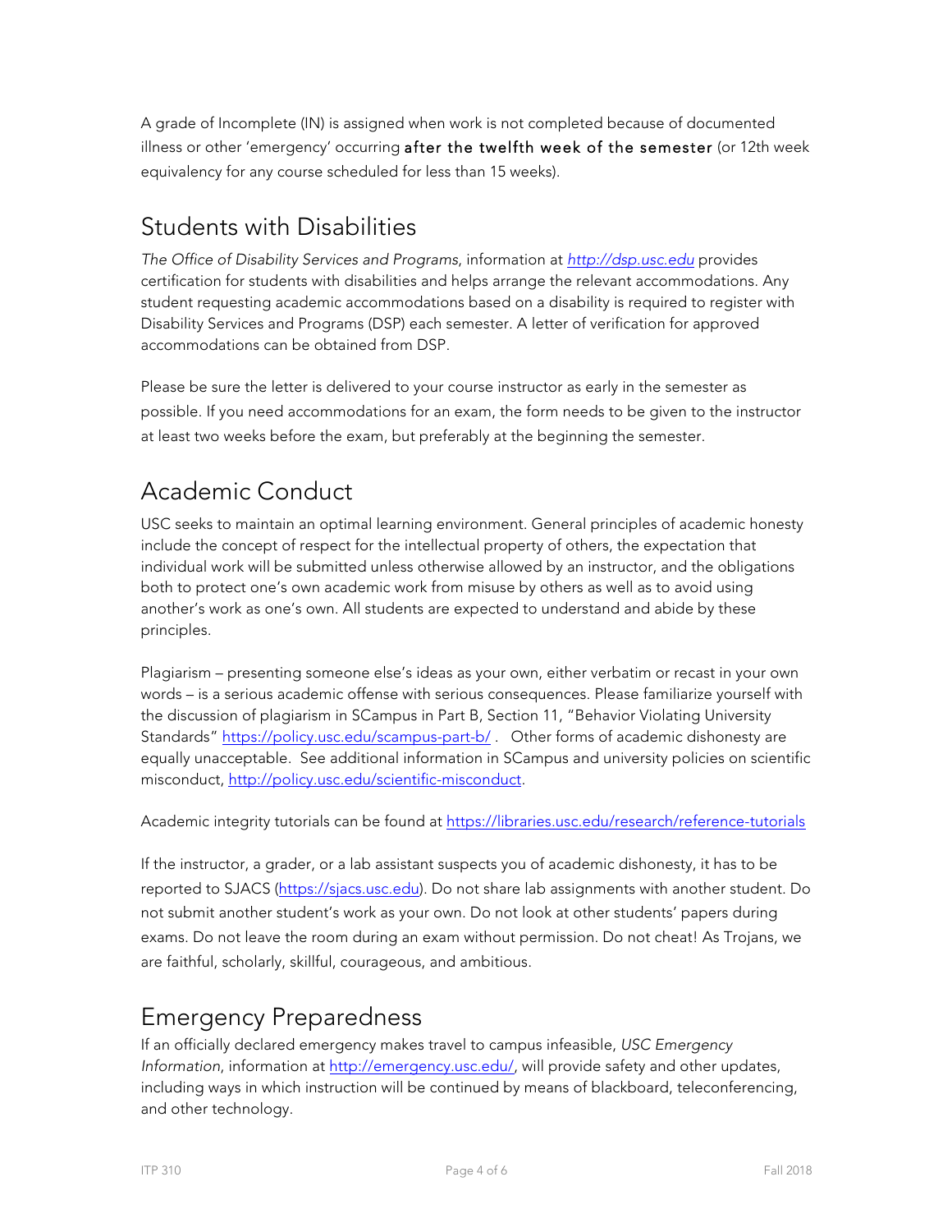A grade of Incomplete (IN) is assigned when work is not completed because of documented illness or other 'emergency' occurring **after the twelfth week of the semester** (or 12th week equivalency for any course scheduled for less than 15 weeks).

## Students with Disabilities

*The Office of Disability Services and Programs*, information at *http://dsp.usc.edu* provides certification for students with disabilities and helps arrange the relevant accommodations. Any student requesting academic accommodations based on a disability is required to register with Disability Services and Programs (DSP) each semester. A letter of verification for approved accommodations can be obtained from DSP.

Please be sure the letter is delivered to your course instructor as early in the semester as possible. If you need accommodations for an exam, the form needs to be given to the instructor at least two weeks before the exam, but preferably at the beginning the semester.

## Academic Conduct

USC seeks to maintain an optimal learning environment. General principles of academic honesty include the concept of respect for the intellectual property of others, the expectation that individual work will be submitted unless otherwise allowed by an instructor, and the obligations both to protect one's own academic work from misuse by others as well as to avoid using another's work as one's own. All students are expected to understand and abide by these principles.

Plagiarism – presenting someone else's ideas as your own, either verbatim or recast in your own words – is a serious academic offense with serious consequences. Please familiarize yourself with the discussion of plagiarism in SCampus in Part B, Section 11, "Behavior Violating University Standards" https://policy.usc.edu/scampus-part-b/ . Other forms of academic dishonesty are equally unacceptable. See additional information in SCampus and university policies on scientific misconduct, http://policy.usc.edu/scientific-misconduct.

Academic integrity tutorials can be found at https://libraries.usc.edu/research/reference-tutorials

If the instructor, a grader, or a lab assistant suspects you of academic dishonesty, it has to be reported to SJACS (https://sjacs.usc.edu). Do not share lab assignments with another student. Do not submit another student's work as your own. Do not look at other students' papers during exams. Do not leave the room during an exam without permission. Do not cheat! As Trojans, we are faithful, scholarly, skillful, courageous, and ambitious.

## Emergency Preparedness

If an officially declared emergency makes travel to campus infeasible, *USC Emergency Information*, information at http://emergency.usc.edu/, will provide safety and other updates, including ways in which instruction will be continued by means of blackboard, teleconferencing, and other technology.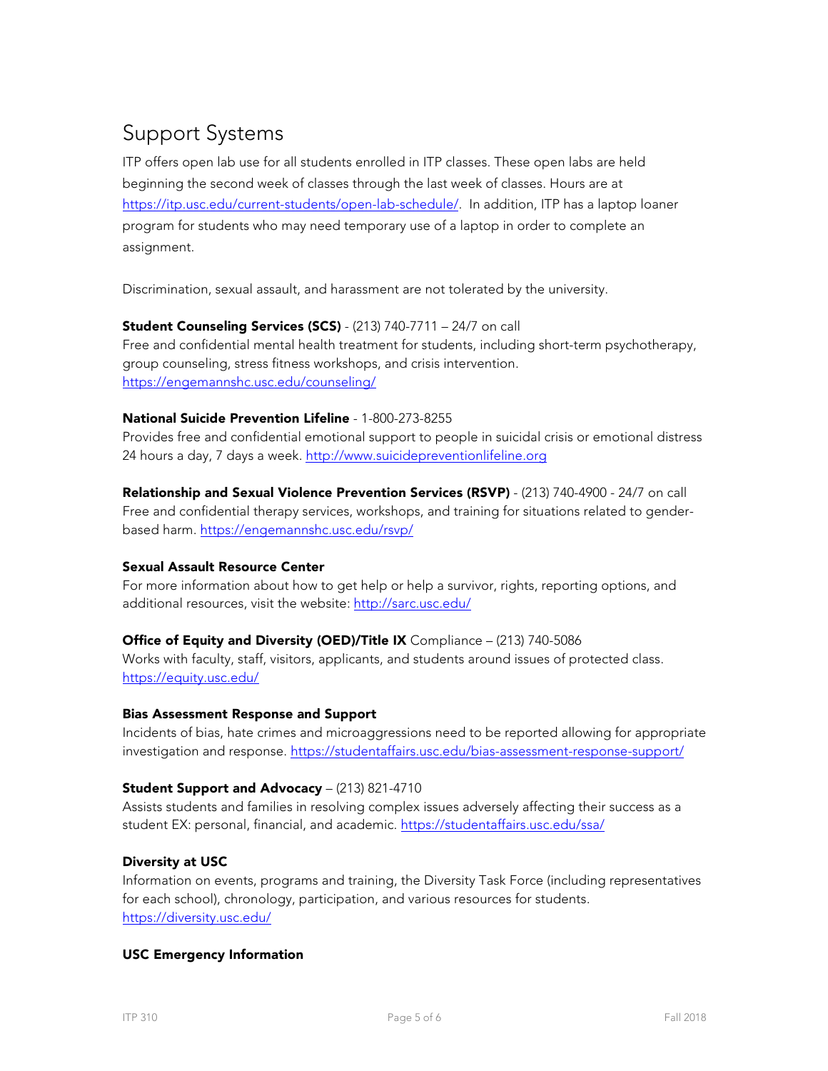## Support Systems

ITP offers open lab use for all students enrolled in ITP classes. These open labs are held beginning the second week of classes through the last week of classes. Hours are at https://itp.usc.edu/current-students/open-lab-schedule/. In addition, ITP has a laptop loaner program for students who may need temporary use of a laptop in order to complete an assignment.

Discrimination, sexual assault, and harassment are not tolerated by the university.

**Student Counseling Services (SCS)** - (213) 740-7711 – 24/7 on call
Free and confidential mental health treatment for students, including short-term psychotherapy, group counseling, stress fitness workshops, and crisis intervention.
https://engemannshc.usc.edu/counseling/

**National Suicide Prevention Lifeline** - 1-800-273-8255
Provides free and confidential emotional support to people in suicidal crisis or emotional distress 24 hours a day, 7 days a week. http://www.suicidepreventionlifeline.org

**Relationship and Sexual Violence Prevention Services (RSVP)** - (213) 740-4900 - 24/7 on call
Free and confidential therapy services, workshops, and training for situations related to gender-based harm. https://engemannshc.usc.edu/rsvp/

**Sexual Assault Resource Center**
For more information about how to get help or help a survivor, rights, reporting options, and additional resources, visit the website: http://sarc.usc.edu/

**Office of Equity and Diversity (OED)/Title IX** Compliance – (213) 740-5086
Works with faculty, staff, visitors, applicants, and students around issues of protected class.
https://equity.usc.edu/

**Bias Assessment Response and Support**
Incidents of bias, hate crimes and microaggressions need to be reported allowing for appropriate investigation and response. https://studentaffairs.usc.edu/bias-assessment-response-support/

**Student Support and Advocacy** – (213) 821-4710
Assists students and families in resolving complex issues adversely affecting their success as a student EX: personal, financial, and academic. https://studentaffairs.usc.edu/ssa/

**Diversity at USC**
Information on events, programs and training, the Diversity Task Force (including representatives for each school), chronology, participation, and various resources for students.
https://diversity.usc.edu/

**USC Emergency Information**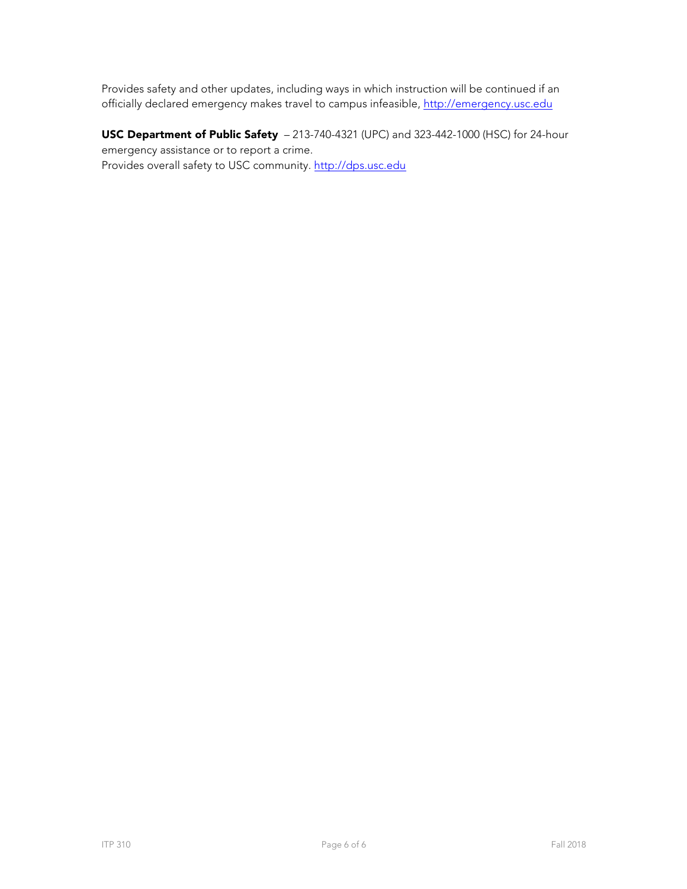Provides safety and other updates, including ways in which instruction will be continued if an officially declared emergency makes travel to campus infeasible, http://emergency.usc.edu

**USC Department of Public Safety** – 213-740-4321 (UPC) and 323-442-1000 (HSC) for 24-hour emergency assistance or to report a crime.
Provides overall safety to USC community. http://dps.usc.edu